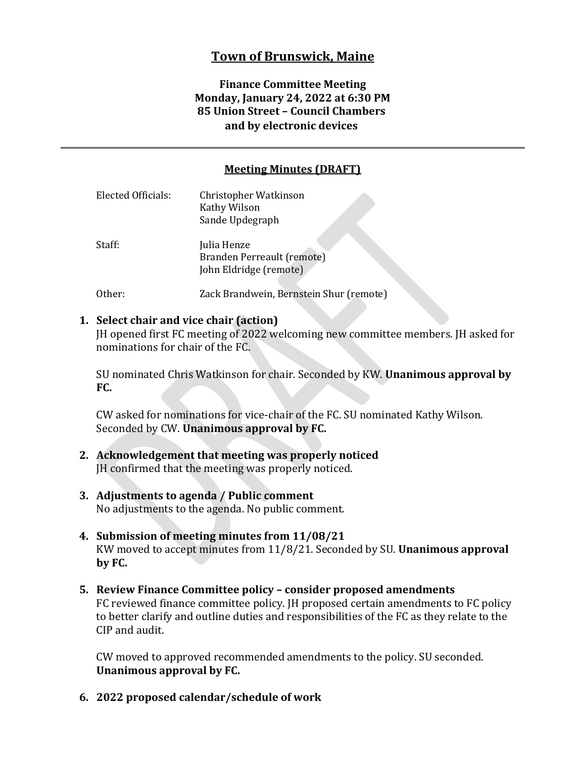# Town of Brunswick, Maine

**Finance Committee Meeting**
**Monday, January 24, 2022 at 6:30 PM**
**85 Union Street – Council Chambers**
**and by electronic devices**

---

## Meeting Minutes (DRAFT)

| | |
|---|---|
| Elected Officials: | Christopher Watkinson<br>Kathy Wilson<br>Sande Updegraph |
| Staff: | Julia Henze<br>Branden Perreault (remote)<br>John Eldridge (remote) |
| Other: | Zack Brandwein, Bernstein Shur (remote) |

1. **Select chair and vice chair (action)**

   JH opened first FC meeting of 2022 welcoming new committee members. JH asked for nominations for chair of the FC.

   SU nominated Chris Watkinson for chair. Seconded by KW. **Unanimous approval by FC.**

   CW asked for nominations for vice-chair of the FC. SU nominated Kathy Wilson. Seconded by CW. **Unanimous approval by FC.**

2. **Acknowledgement that meeting was properly noticed**

   JH confirmed that the meeting was properly noticed.

3. **Adjustments to agenda / Public comment**

   No adjustments to the agenda. No public comment.

4. **Submission of meeting minutes from 11/08/21**

   KW moved to accept minutes from 11/8/21. Seconded by SU. **Unanimous approval by FC.**

5. **Review Finance Committee policy – consider proposed amendments**

   FC reviewed finance committee policy. JH proposed certain amendments to FC policy to better clarify and outline duties and responsibilities of the FC as they relate to the CIP and audit.

   CW moved to approved recommended amendments to the policy. SU seconded. **Unanimous approval by FC.**

6. **2022 proposed calendar/schedule of work**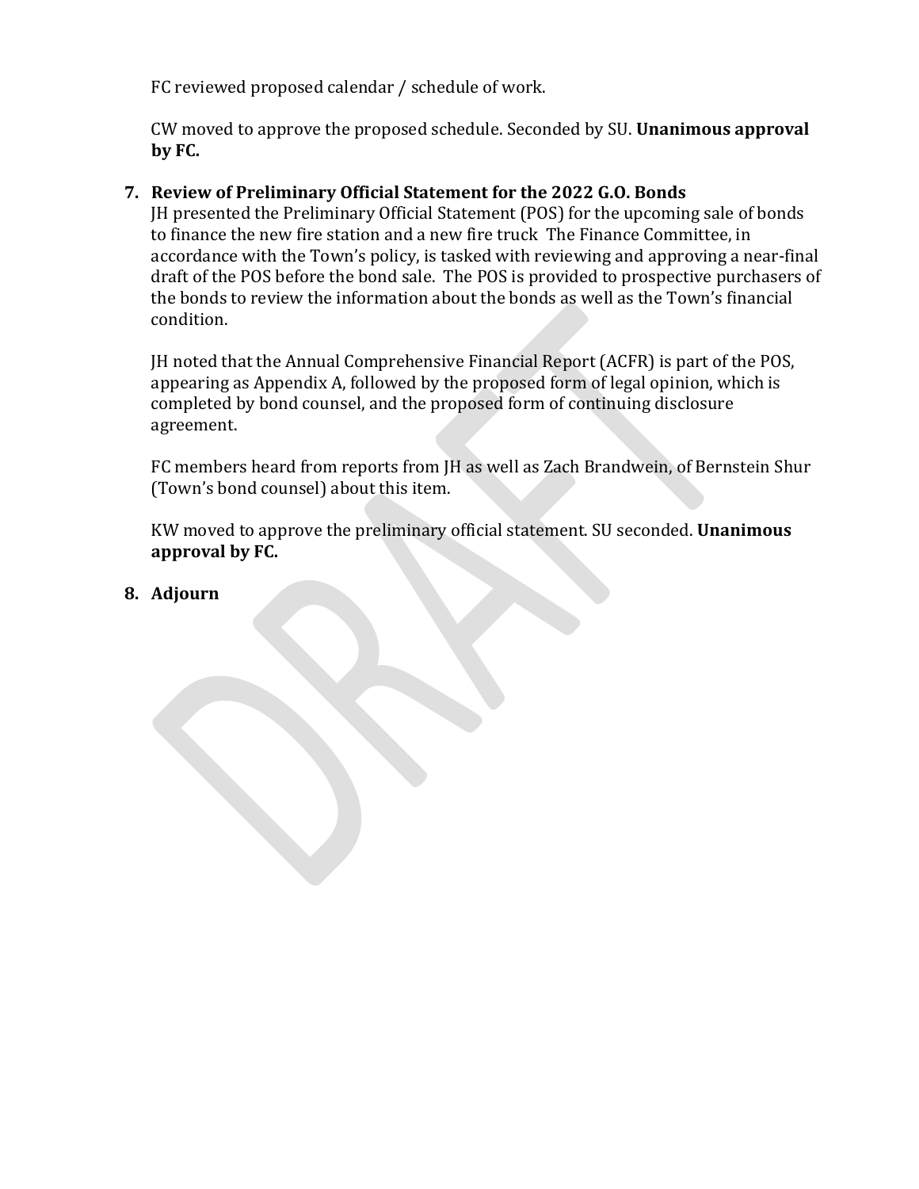FC reviewed proposed calendar / schedule of work.

CW moved to approve the proposed schedule. Seconded by SU. **Unanimous approval by FC.**

7. **Review of Preliminary Official Statement for the 2022 G.O. Bonds**

   JH presented the Preliminary Official Statement (POS) for the upcoming sale of bonds to finance the new fire station and a new fire truck The Finance Committee, in accordance with the Town's policy, is tasked with reviewing and approving a near-final draft of the POS before the bond sale. The POS is provided to prospective purchasers of the bonds to review the information about the bonds as well as the Town's financial condition.

   JH noted that the Annual Comprehensive Financial Report (ACFR) is part of the POS, appearing as Appendix A, followed by the proposed form of legal opinion, which is completed by bond counsel, and the proposed form of continuing disclosure agreement.

   FC members heard from reports from JH as well as Zach Brandwein, of Bernstein Shur (Town's bond counsel) about this item.

   KW moved to approve the preliminary official statement. SU seconded. **Unanimous approval by FC.**

8. **Adjourn**